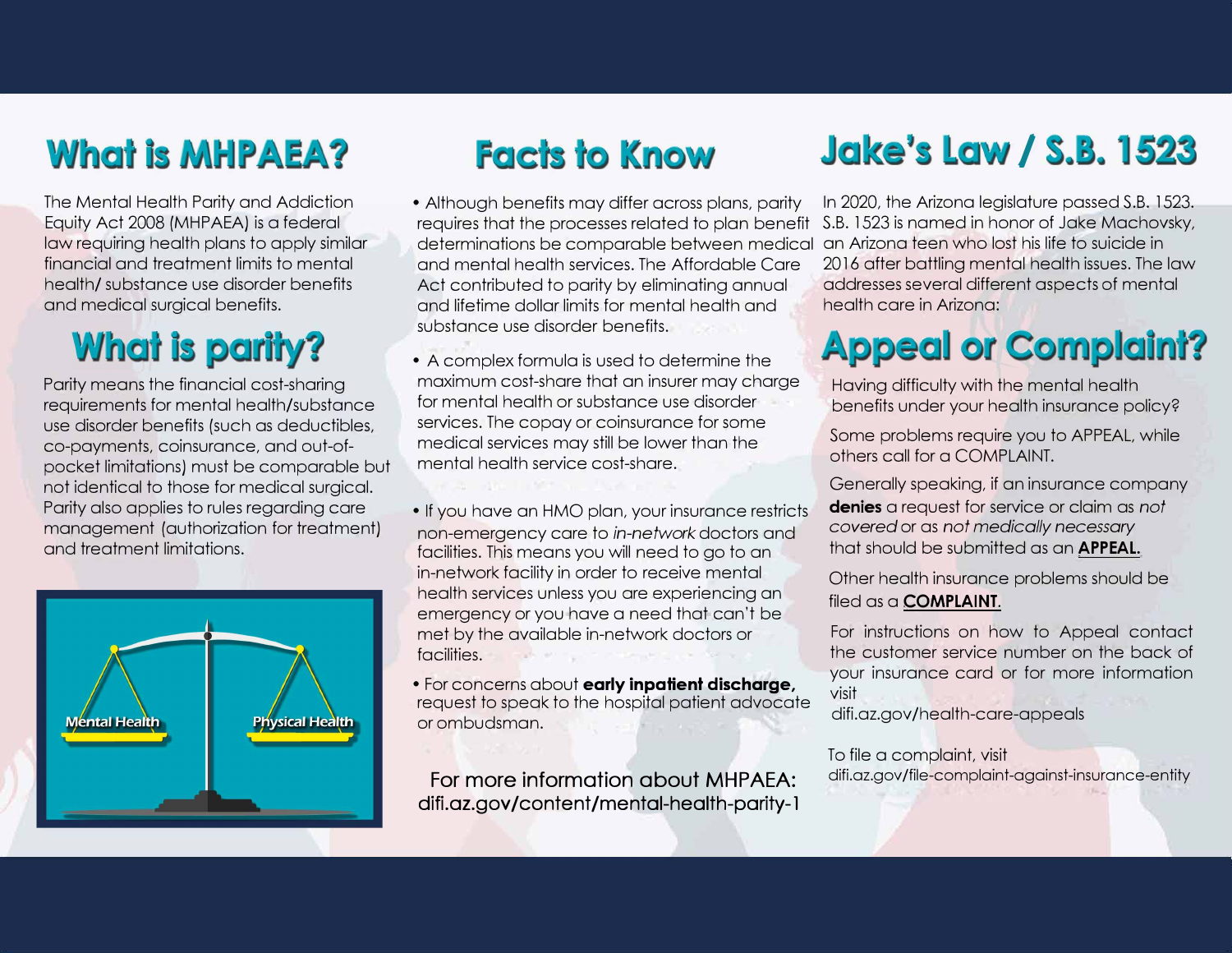# What is MHPAEA?

The Mental Health Parity and Addiction Equity Act 2008 (MHPAEA) is a federal law requiring health plans to apply similar financial and treatment limits to mental health/ substance use disorder benefits and medical surgical benefits.

# What is parity?

Parity means the financial cost-sharing requirements for mental health/substance use disorder benefits (such as deductibles, co-payments, coinsurance, and out-of-pocket limitations) must be comparable but not identical to those for medical surgical. Parity also applies to rules regarding care management (authorization for treatment) and treatment limitations.

Mental Health | Physical Health

# Facts to Know

- Although benefits may differ across plans, parity requires that the processes related to plan benefit determinations be comparable between medical and mental health services. The Affordable Care Act contributed to parity by eliminating annual and lifetime dollar limits for mental health and substance use disorder benefits.
- A complex formula is used to determine the maximum cost-share that an insurer may charge for mental health or substance use disorder services. The copay or coinsurance for some medical services may still be lower than the mental health service cost-share.
- If you have an HMO plan, your insurance restricts non-emergency care to *in-network* doctors and facilities. This means you will need to go to an in-network facility in order to receive mental health services unless you are experiencing an emergency or you have a need that can't be met by the available in-network doctors or facilities.
- For concerns about **early inpatient discharge,** request to speak to the hospital patient advocate or ombudsman.

For more information about MHPAEA: difi.az.gov/content/mental-health-parity-1

# Jake's Law / S.B. 1523

In 2020, the Arizona legislature passed S.B. 1523. S.B. 1523 is named in honor of Jake Machovsky, an Arizona teen who lost his life to suicide in 2016 after battling mental health issues. The law addresses several different aspects of mental health care in Arizona:

# Appeal or Complaint?

Having difficulty with the mental health benefits under your health insurance policy?

Some problems require you to APPEAL, while others call for a COMPLAINT.

Generally speaking, if an insurance company **denies** a request for service or claim as *not covered* or as *not medically necessary* that should be submitted as an **APPEAL.**

Other health insurance problems should be filed as a **COMPLAINT.**

For instructions on how to Appeal contact the customer service number on the back of your insurance card or for more information visit difi.az.gov/health-care-appeals

To file a complaint, visit difi.az.gov/file-complaint-against-insurance-entity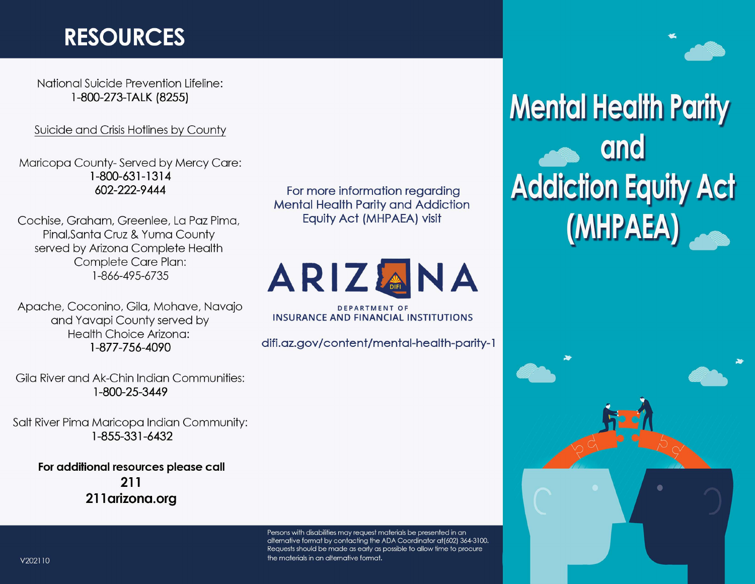# RESOURCES

National Suicide Prevention Lifeline:
1-800-273-TALK (8255)

Suicide and Crisis Hotlines by County

Maricopa County- Served by Mercy Care:
1-800-631-1314
602-222-9444

Cochise, Graham, Greenlee, La Paz Pima, Pinal,Santa Cruz & Yuma County served by Arizona Complete Health Complete Care Plan:
1-866-495-6735

Apache, Coconino, Gila, Mohave, Navajo and Yavapai County served by Health Choice Arizona:
1-877-756-4090

Gila River and Ak-Chin Indian Communities:
1-800-25-3449

Salt River Pima Maricopa Indian Community:
1-855-331-6432

**For additional resources please call**
**211**
**211arizona.org**

For more information regarding Mental Health Parity and Addiction Equity Act (MHPAEA) visit

ARIZONA DIFI
DEPARTMENT OF
INSURANCE AND FINANCIAL INSTITUTIONS

difi.az.gov/content/mental-health-parity-1

Persons with disabilities may request materials be presented in an alternative format by contacting the ADA Coordinator at(602) 364-3100. Requests should be made as early as possible to allow time to procure the materials in an alternative format.

V202110

# Mental Health Parity and Addiction Equity Act (MHPAEA)